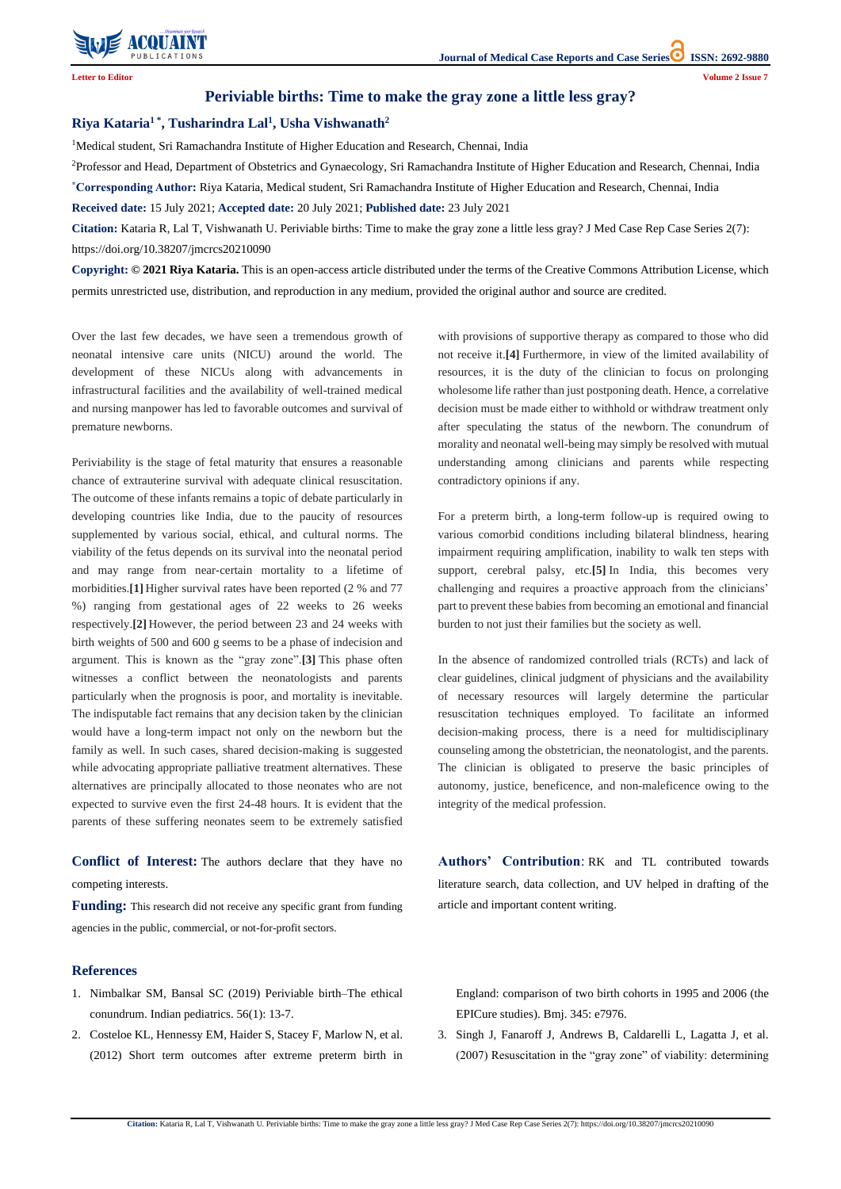Letter to Editor

# Periviable births: Time to make the gray zone a little less gray?

**Riya Kataria[1*], Tusharindra Lal[1], Usha Vishwanath[2]**

[1]Medical student, Sri Ramachandra Institute of Higher Education and Research, Chennai, India

[2]Professor and Head, Department of Obstetrics and Gynaecology, Sri Ramachandra Institute of Higher Education and Research, Chennai, India

[*]**Corresponding Author:** Riya Kataria, Medical student, Sri Ramachandra Institute of Higher Education and Research, Chennai, India

**Received date:** 15 July 2021; **Accepted date:** 20 July 2021; **Published date:** 23 July 2021

**Citation:** Kataria R, Lal T, Vishwanath U. Periviable births: Time to make the gray zone a little less gray? J Med Case Rep Case Series 2(7): https://doi.org/10.38207/jmcrcs20210090

**Copyright: © 2021 Riya Kataria.** This is an open-access article distributed under the terms of the Creative Commons Attribution License, which permits unrestricted use, distribution, and reproduction in any medium, provided the original author and source are credited.

Over the last few decades, we have seen a tremendous growth of neonatal intensive care units (NICU) around the world. The development of these NICUs along with advancements in infrastructural facilities and the availability of well-trained medical and nursing manpower has led to favorable outcomes and survival of premature newborns.

Periviability is the stage of fetal maturity that ensures a reasonable chance of extrauterine survival with adequate clinical resuscitation. The outcome of these infants remains a topic of debate particularly in developing countries like India, due to the paucity of resources supplemented by various social, ethical, and cultural norms. The viability of the fetus depends on its survival into the neonatal period and may range from near-certain mortality to a lifetime of morbidities.**[1]** Higher survival rates have been reported (2 % and 77 %) ranging from gestational ages of 22 weeks to 26 weeks respectively.**[2]** However, the period between 23 and 24 weeks with birth weights of 500 and 600 g seems to be a phase of indecision and argument. This is known as the "gray zone".**[3]** This phase often witnesses a conflict between the neonatologists and parents particularly when the prognosis is poor, and mortality is inevitable. The indisputable fact remains that any decision taken by the clinician would have a long-term impact not only on the newborn but the family as well. In such cases, shared decision-making is suggested while advocating appropriate palliative treatment alternatives. These alternatives are principally allocated to those neonates who are not expected to survive even the first 24-48 hours. It is evident that the parents of these suffering neonates seem to be extremely satisfied with provisions of supportive therapy as compared to those who did not receive it.**[4]** Furthermore, in view of the limited availability of resources, it is the duty of the clinician to focus on prolonging wholesome life rather than just postponing death. Hence, a correlative decision must be made either to withhold or withdraw treatment only after speculating the status of the newborn. The conundrum of morality and neonatal well-being may simply be resolved with mutual understanding among clinicians and parents while respecting contradictory opinions if any.

For a preterm birth, a long-term follow-up is required owing to various comorbid conditions including bilateral blindness, hearing impairment requiring amplification, inability to walk ten steps with support, cerebral palsy, etc.**[5]** In India, this becomes very challenging and requires a proactive approach from the clinicians' part to prevent these babies from becoming an emotional and financial burden to not just their families but the society as well.

In the absence of randomized controlled trials (RCTs) and lack of clear guidelines, clinical judgment of physicians and the availability of necessary resources will largely determine the particular resuscitation techniques employed. To facilitate an informed decision-making process, there is a need for multidisciplinary counseling among the obstetrician, the neonatologist, and the parents. The clinician is obligated to preserve the basic principles of autonomy, justice, beneficence, and non-maleficence owing to the integrity of the medical profession.

**Conflict of Interest:** The authors declare that they have no competing interests.

**Funding:** This research did not receive any specific grant from funding agencies in the public, commercial, or not-for-profit sectors.

**Authors' Contribution**: RK and TL contributed towards literature search, data collection, and UV helped in drafting of the article and important content writing.

## References

1. Nimbalkar SM, Bansal SC (2019) Periviable birth–The ethical conundrum. Indian pediatrics. 56(1): 13-7.
2. Costeloe KL, Hennessy EM, Haider S, Stacey F, Marlow N, et al. (2012) Short term outcomes after extreme preterm birth in England: comparison of two birth cohorts in 1995 and 2006 (the EPICure studies). Bmj. 345: e7976.
3. Singh J, Fanaroff J, Andrews B, Caldarelli L, Lagatta J, et al. (2007) Resuscitation in the "gray zone" of viability: determining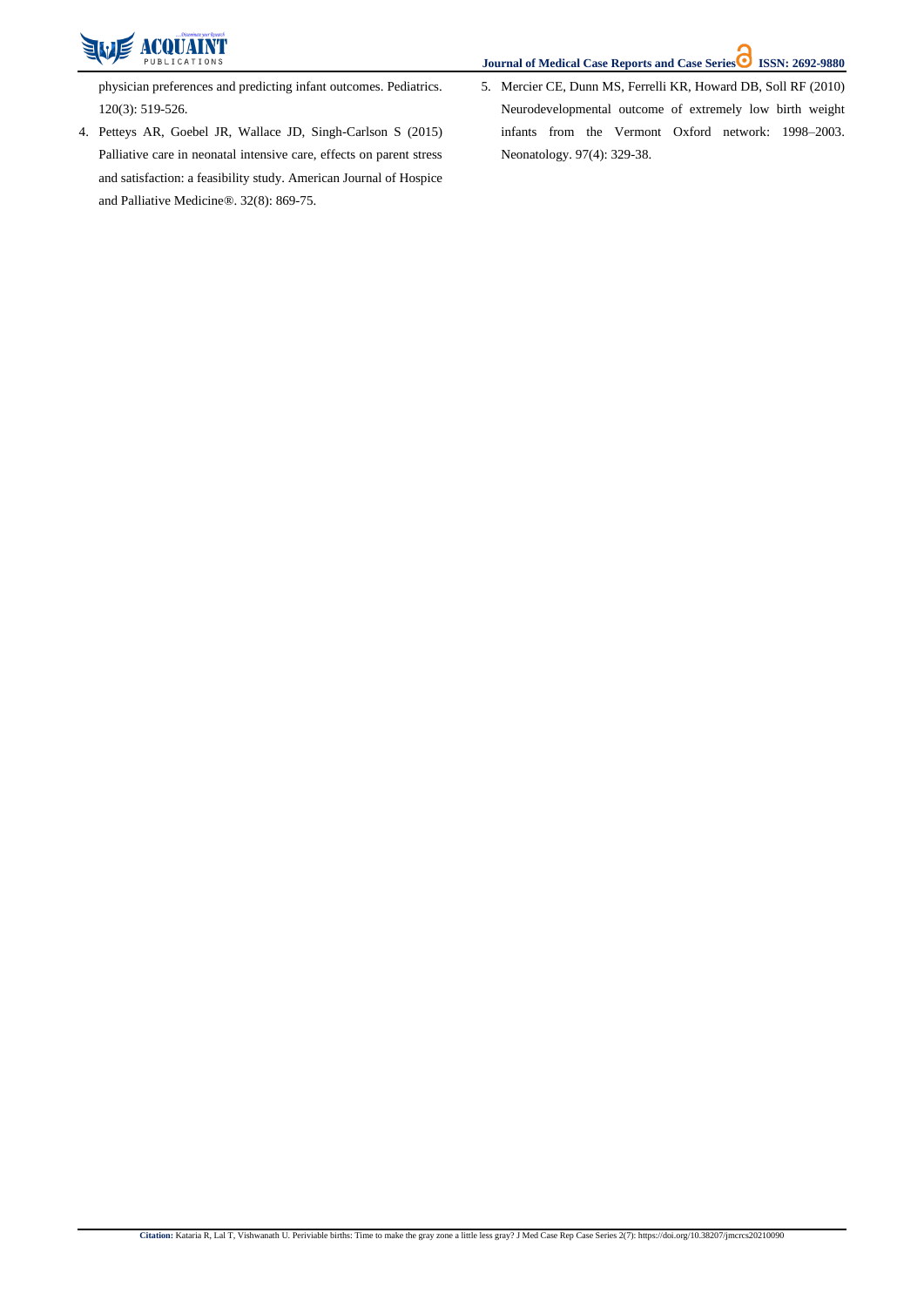physician preferences and predicting infant outcomes. Pediatrics. 120(3): 519-526.

4. Petteys AR, Goebel JR, Wallace JD, Singh-Carlson S (2015) Palliative care in neonatal intensive care, effects on parent stress and satisfaction: a feasibility study. American Journal of Hospice and Palliative Medicine®. 32(8): 869-75.
5. Mercier CE, Dunn MS, Ferrelli KR, Howard DB, Soll RF (2010) Neurodevelopmental outcome of extremely low birth weight infants from the Vermont Oxford network: 1998–2003. Neonatology. 97(4): 329-38.